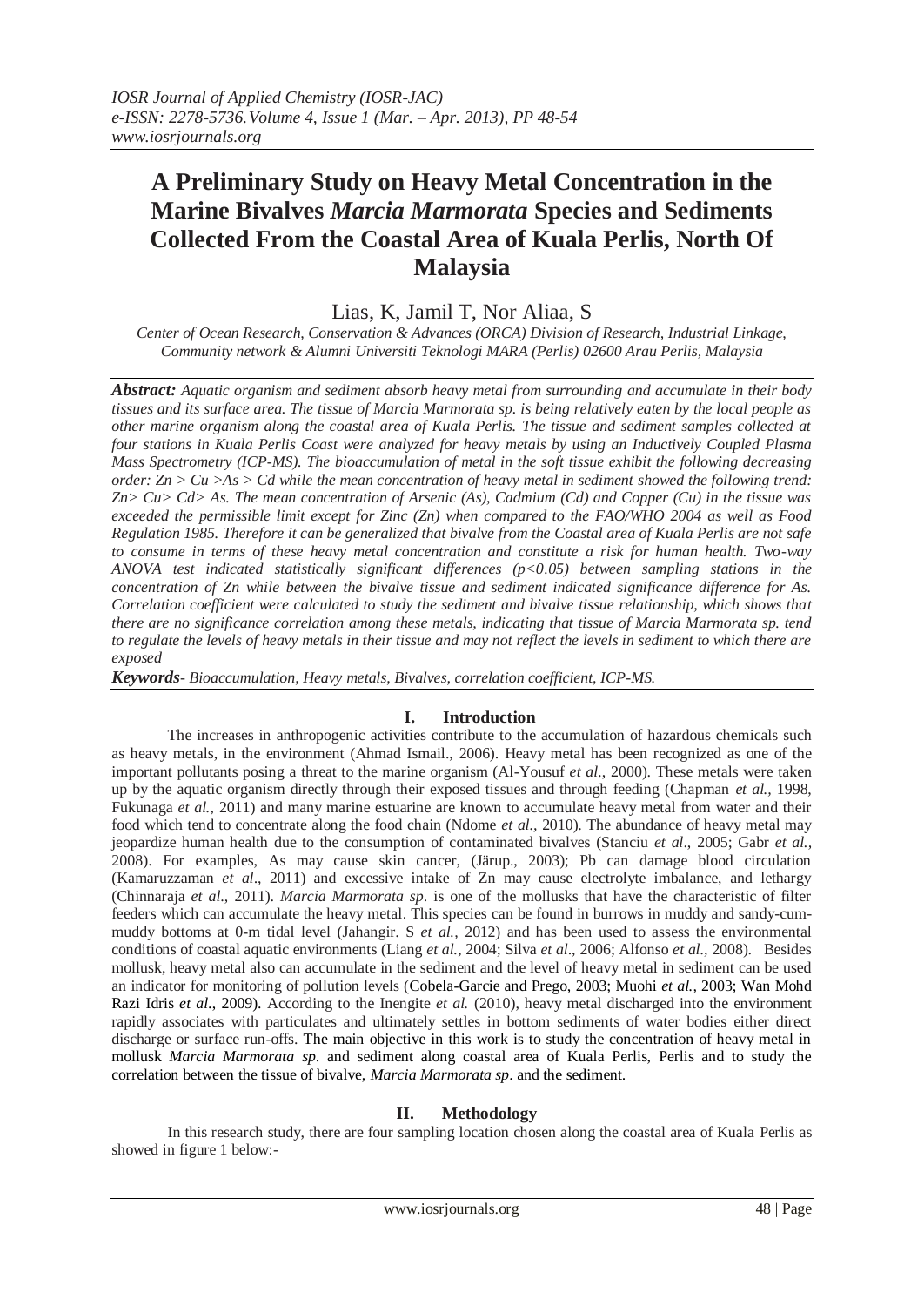# A Preliminary Study on Heavy Metal Concentration in the Marine Bivalves *Marcia Marmorata* Species and Sediments Collected From the Coastal Area of Kuala Perlis, North Of Malaysia

Lias, K, Jamil T, Nor Aliaa, S

*Center of Ocean Research, Conservation & Advances (ORCA) Division of Research, Industrial Linkage, Community network & Alumni Universiti Teknologi MARA (Perlis) 02600 Arau Perlis, Malaysia*

***Abstract:*** *Aquatic organism and sediment absorb heavy metal from surrounding and accumulate in their body tissues and its surface area. The tissue of Marcia Marmorata sp. is being relatively eaten by the local people as other marine organism along the coastal area of Kuala Perlis. The tissue and sediment samples collected at four stations in Kuala Perlis Coast were analyzed for heavy metals by using an Inductively Coupled Plasma Mass Spectrometry (ICP-MS). The bioaccumulation of metal in the soft tissue exhibit the following decreasing order: Zn > Cu >As > Cd while the mean concentration of heavy metal in sediment showed the following trend: Zn> Cu> Cd> As. The mean concentration of Arsenic (As), Cadmium (Cd) and Copper (Cu) in the tissue was exceeded the permissible limit except for Zinc (Zn) when compared to the FAO/WHO 2004 as well as Food Regulation 1985. Therefore it can be generalized that bivalve from the Coastal area of Kuala Perlis are not safe to consume in terms of these heavy metal concentration and constitute a risk for human health. Two-way ANOVA test indicated statistically significant differences ($p<0.05$) between sampling stations in the concentration of Zn while between the bivalve tissue and sediment indicated significance difference for As. Correlation coefficient were calculated to study the sediment and bivalve tissue relationship, which shows that there are no significance correlation among these metals, indicating that tissue of Marcia Marmorata sp. tend to regulate the levels of heavy metals in their tissue and may not reflect the levels in sediment to which there are exposed*

***Keywords****- Bioaccumulation, Heavy metals, Bivalves, correlation coefficient, ICP-MS.*

## I. Introduction

The increases in anthropogenic activities contribute to the accumulation of hazardous chemicals such as heavy metals, in the environment (Ahmad Ismail., 2006). Heavy metal has been recognized as one of the important pollutants posing a threat to the marine organism (Al-Yousuf *et al*., 2000). These metals were taken up by the aquatic organism directly through their exposed tissues and through feeding (Chapman *et al.*, 1998, Fukunaga *et al.,* 2011) and many marine estuarine are known to accumulate heavy metal from water and their food which tend to concentrate along the food chain (Ndome *et al*., 2010). The abundance of heavy metal may jeopardize human health due to the consumption of contaminated bivalves (Stanciu *et al*., 2005; Gabr *et al.*, 2008). For examples, As may cause skin cancer, (Järup., 2003); Pb can damage blood circulation (Kamaruzzaman *et al*., 2011) and excessive intake of Zn may cause electrolyte imbalance, and lethargy (Chinnaraja *et al*., 2011). *Marcia Marmorata sp*. is one of the mollusks that have the characteristic of filter feeders which can accumulate the heavy metal. This species can be found in burrows in muddy and sandy-cum-muddy bottoms at 0-m tidal level (Jahangir. S *et al.,* 2012) and has been used to assess the environmental conditions of coastal aquatic environments (Liang *et al.,* 2004; Silva *et al*., 2006; Alfonso *et al*., 2008). Besides mollusk, heavy metal also can accumulate in the sediment and the level of heavy metal in sediment can be used an indicator for monitoring of pollution levels (Cobela-Garcie and Prego, 2003; Muohi *et al.,* 2003; Wan Mohd Razi Idris *et al*., 2009). According to the Inengite *et al.* (2010), heavy metal discharged into the environment rapidly associates with particulates and ultimately settles in bottom sediments of water bodies either direct discharge or surface run-offs. The main objective in this work is to study the concentration of heavy metal in mollusk *Marcia Marmorata sp*. and sediment along coastal area of Kuala Perlis, Perlis and to study the correlation between the tissue of bivalve, *Marcia Marmorata sp*. and the sediment.

## II. Methodology

In this research study, there are four sampling location chosen along the coastal area of Kuala Perlis as showed in figure 1 below:-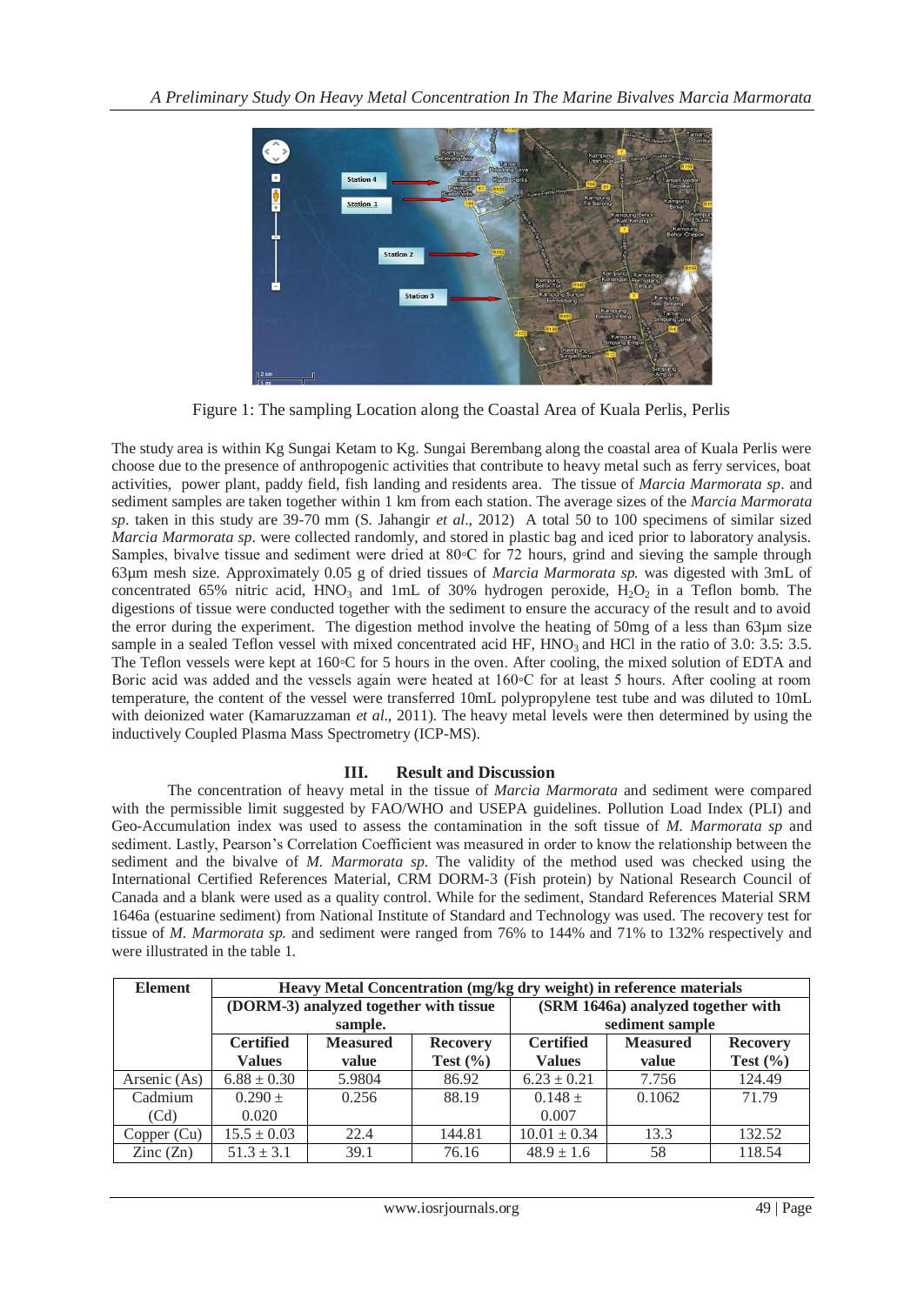Figure 1: The sampling Location along the Coastal Area of Kuala Perlis, Perlis

The study area is within Kg Sungai Ketam to Kg. Sungai Berembang along the coastal area of Kuala Perlis were choose due to the presence of anthropogenic activities that contribute to heavy metal such as ferry services, boat activities, power plant, paddy field, fish landing and residents area. The tissue of *Marcia Marmorata sp*. and sediment samples are taken together within 1 km from each station. The average sizes of the *Marcia Marmorata sp*. taken in this study are 39-70 mm (S. Jahangir *et al*., 2012) A total 50 to 100 specimens of similar sized *Marcia Marmorata sp*. were collected randomly, and stored in plastic bag and iced prior to laboratory analysis. Samples, bivalve tissue and sediment were dried at 80◦C for 72 hours, grind and sieving the sample through 63µm mesh size. Approximately 0.05 g of dried tissues of *Marcia Marmorata sp.* was digested with 3mL of concentrated 65% nitric acid, $HNO_3$ and 1mL of 30% hydrogen peroxide, $H_2O_2$ in a Teflon bomb. The digestions of tissue were conducted together with the sediment to ensure the accuracy of the result and to avoid the error during the experiment. The digestion method involve the heating of 50mg of a less than 63µm size sample in a sealed Teflon vessel with mixed concentrated acid HF, $HNO_3$ and HCl in the ratio of 3.0: 3.5: 3.5. The Teflon vessels were kept at 160◦C for 5 hours in the oven. After cooling, the mixed solution of EDTA and Boric acid was added and the vessels again were heated at 160◦C for at least 5 hours. After cooling at room temperature, the content of the vessel were transferred 10mL polypropylene test tube and was diluted to 10mL with deionized water (Kamaruzzaman *et al*., 2011). The heavy metal levels were then determined by using the inductively Coupled Plasma Mass Spectrometry (ICP-MS).

## III. Result and Discussion

The concentration of heavy metal in the tissue of *Marcia Marmorata* and sediment were compared with the permissible limit suggested by FAO/WHO and USEPA guidelines. Pollution Load Index (PLI) and Geo-Accumulation index was used to assess the contamination in the soft tissue of *M. Marmorata sp* and sediment. Lastly, Pearson's Correlation Coefficient was measured in order to know the relationship between the sediment and the bivalve of *M. Marmorata sp*. The validity of the method used was checked using the International Certified References Material, CRM DORM-3 (Fish protein) by National Research Council of Canada and a blank were used as a quality control. While for the sediment, Standard References Material SRM 1646a (estuarine sediment) from National Institute of Standard and Technology was used. The recovery test for tissue of *M. Marmorata sp.* and sediment were ranged from 76% to 144% and 71% to 132% respectively and were illustrated in the table 1.

| Element | Heavy Metal Concentration (mg/kg dry weight) in reference materials | | | | | |
|---|---|---|---|---|---|---|
| | (DORM-3) analyzed together with tissue sample. | | | (SRM 1646a) analyzed together with sediment sample | | |
| | Certified Values | Measured value | Recovery Test (%) | Certified Values | Measured value | Recovery Test (%) |
| Arsenic (As) | 6.88 ± 0.30 | 5.9804 | 86.92 | 6.23 ± 0.21 | 7.756 | 124.49 |
| Cadmium (Cd) | 0.290 ± 0.020 | 0.256 | 88.19 | 0.148 ± 0.007 | 0.1062 | 71.79 |
| Copper (Cu) | 15.5 ± 0.03 | 22.4 | 144.81 | 10.01 ± 0.34 | 13.3 | 132.52 |
| Zinc (Zn) | 51.3 ± 3.1 | 39.1 | 76.16 | 48.9 ± 1.6 | 58 | 118.54 |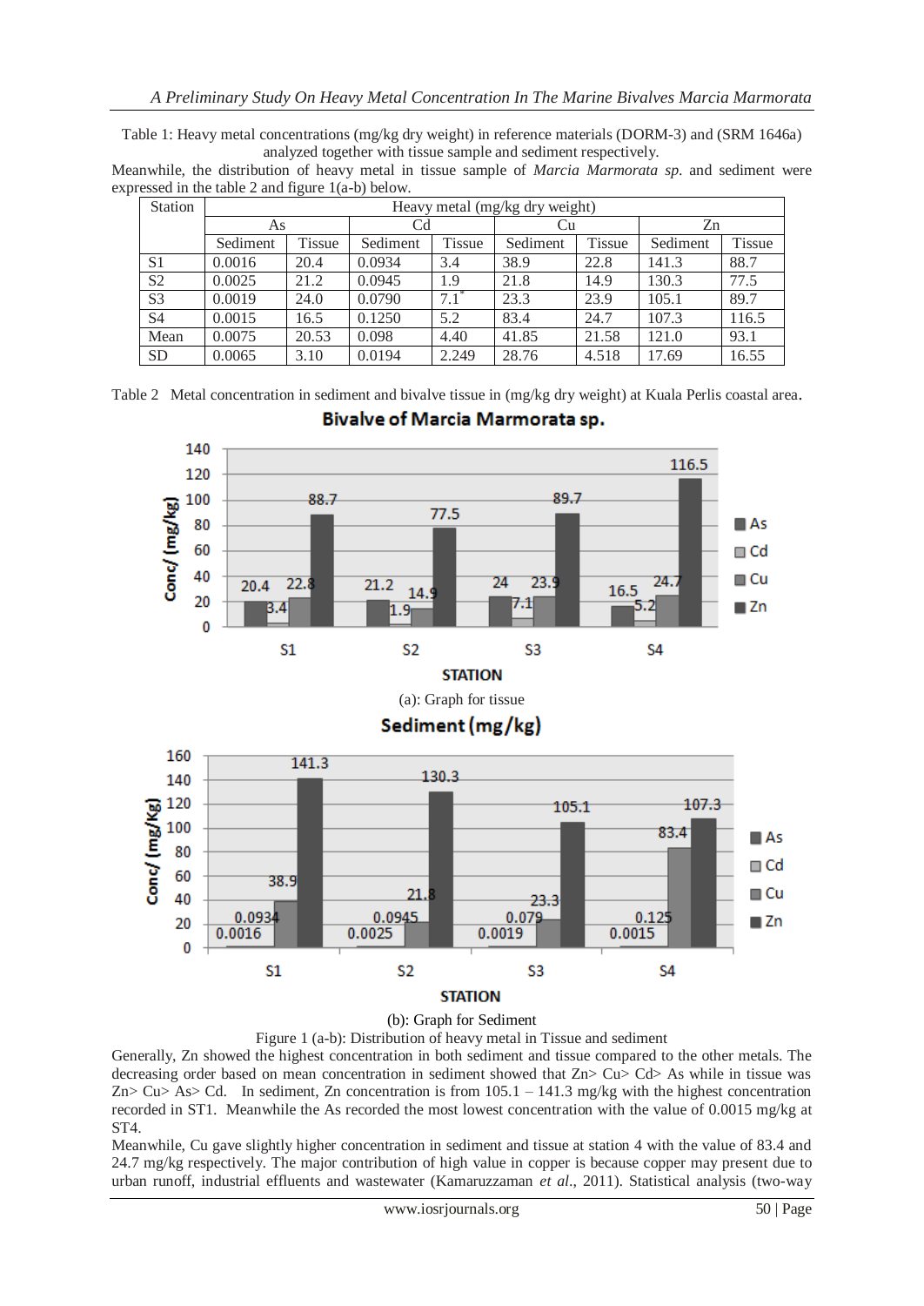Table 1: Heavy metal concentrations (mg/kg dry weight) in reference materials (DORM-3) and (SRM 1646a) analyzed together with tissue sample and sediment respectively.

Meanwhile, the distribution of heavy metal in tissue sample of *Marcia Marmorata sp.* and sediment were expressed in the table 2 and figure 1(a-b) below.

| Station | Heavy metal (mg/kg dry weight) | | | | | | | |
|---|---|---|---|---|---|---|---|---|
| | As | | Cd | | Cu | | Zn | |
| | Sediment | Tissue | Sediment | Tissue | Sediment | Tissue | Sediment | Tissue |
| S1 | 0.0016 | 20.4 | 0.0934 | 3.4 | 38.9 | 22.8 | 141.3 | 88.7 |
| S2 | 0.0025 | 21.2 | 0.0945 | 1.9 | 21.8 | 14.9 | 130.3 | 77.5 |
| S3 | 0.0019 | 24.0 | 0.0790 | 7.1* | 23.3 | 23.9 | 105.1 | 89.7 |
| S4 | 0.0015 | 16.5 | 0.1250 | 5.2 | 83.4 | 24.7 | 107.3 | 116.5 |
| Mean | 0.0075 | 20.53 | 0.098 | 4.40 | 41.85 | 21.58 | 121.0 | 93.1 |
| SD | 0.0065 | 3.10 | 0.0194 | 2.249 | 28.76 | 4.518 | 17.69 | 16.55 |

Table 2 Metal concentration in sediment and bivalve tissue in (mg/kg dry weight) at Kuala Perlis coastal area.

(a): Graph for tissue

(b): Graph for Sediment

Figure 1 (a-b): Distribution of heavy metal in Tissue and sediment

Generally, Zn showed the highest concentration in both sediment and tissue compared to the other metals. The decreasing order based on mean concentration in sediment showed that Zn> Cu> Cd> As while in tissue was Zn> Cu> As> Cd. In sediment, Zn concentration is from 105.1 – 141.3 mg/kg with the highest concentration recorded in ST1. Meanwhile the As recorded the most lowest concentration with the value of 0.0015 mg/kg at ST4.

Meanwhile, Cu gave slightly higher concentration in sediment and tissue at station 4 with the value of 83.4 and 24.7 mg/kg respectively. The major contribution of high value in copper is because copper may present due to urban runoff, industrial effluents and wastewater (Kamaruzzaman *et al.*, 2011). Statistical analysis (two-way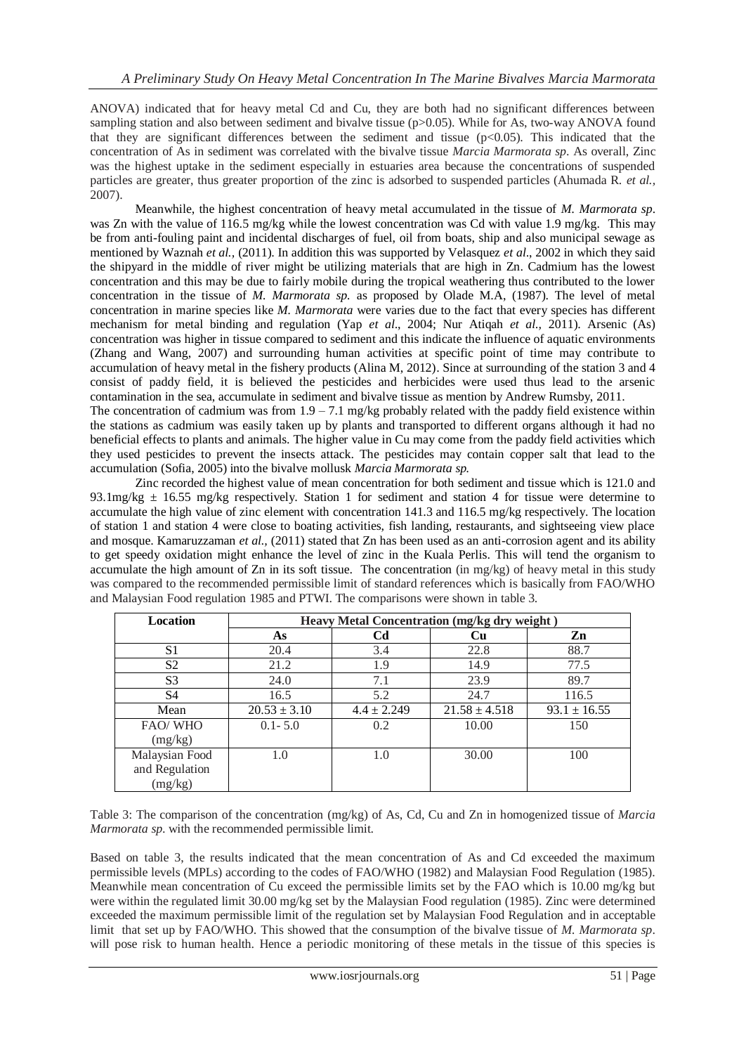ANOVA) indicated that for heavy metal Cd and Cu, they are both had no significant differences between sampling station and also between sediment and bivalve tissue ($p>0.05$). While for As, two-way ANOVA found that they are significant differences between the sediment and tissue ($p<0.05$). This indicated that the concentration of As in sediment was correlated with the bivalve tissue *Marcia Marmorata sp*. As overall, Zinc was the highest uptake in the sediment especially in estuaries area because the concentrations of suspended particles are greater, thus greater proportion of the zinc is adsorbed to suspended particles (Ahumada R. *et al.*, 2007).

Meanwhile, the highest concentration of heavy metal accumulated in the tissue of *M. Marmorata sp*. was Zn with the value of 116.5 mg/kg while the lowest concentration was Cd with value 1.9 mg/kg. This may be from anti-fouling paint and incidental discharges of fuel, oil from boats, ship and also municipal sewage as mentioned by Waznah *et al.*, (2011). In addition this was supported by Velasquez *et al*., 2002 in which they said the shipyard in the middle of river might be utilizing materials that are high in Zn. Cadmium has the lowest concentration and this may be due to fairly mobile during the tropical weathering thus contributed to the lower concentration in the tissue of *M. Marmorata sp.* as proposed by Olade M.A, (1987). The level of metal concentration in marine species like *M. Marmorata* were varies due to the fact that every species has different mechanism for metal binding and regulation (Yap *et al*., 2004; Nur Atiqah *et al.*, 2011). Arsenic (As) concentration was higher in tissue compared to sediment and this indicate the influence of aquatic environments (Zhang and Wang, 2007) and surrounding human activities at specific point of time may contribute to accumulation of heavy metal in the fishery products (Alina M, 2012). Since at surrounding of the station 3 and 4 consist of paddy field, it is believed the pesticides and herbicides were used thus lead to the arsenic contamination in the sea, accumulate in sediment and bivalve tissue as mention by Andrew Rumsby, 2011.

The concentration of cadmium was from 1.9 – 7.1 mg/kg probably related with the paddy field existence within the stations as cadmium was easily taken up by plants and transported to different organs although it had no beneficial effects to plants and animals. The higher value in Cu may come from the paddy field activities which they used pesticides to prevent the insects attack. The pesticides may contain copper salt that lead to the accumulation (Sofia, 2005) into the bivalve mollusk *Marcia Marmorata sp.*

Zinc recorded the highest value of mean concentration for both sediment and tissue which is 121.0 and 93.1mg/kg ± 16.55 mg/kg respectively. Station 1 for sediment and station 4 for tissue were determine to accumulate the high value of zinc element with concentration 141.3 and 116.5 mg/kg respectively. The location of station 1 and station 4 were close to boating activities, fish landing, restaurants, and sightseeing view place and mosque. Kamaruzzaman *et al.*, (2011) stated that Zn has been used as an anti-corrosion agent and its ability to get speedy oxidation might enhance the level of zinc in the Kuala Perlis. This will tend the organism to accumulate the high amount of Zn in its soft tissue. The concentration (in mg/kg) of heavy metal in this study was compared to the recommended permissible limit of standard references which is basically from FAO/WHO and Malaysian Food regulation 1985 and PTWI. The comparisons were shown in table 3.

| Location | Heavy Metal Concentration (mg/kg dry weight ) | | | |
|---|---|---|---|---|
| | As | Cd | Cu | Zn |
| S1 | 20.4 | 3.4 | 22.8 | 88.7 |
| S2 | 21.2 | 1.9 | 14.9 | 77.5 |
| S3 | 24.0 | 7.1 | 23.9 | 89.7 |
| S4 | 16.5 | 5.2 | 24.7 | 116.5 |
| Mean | 20.53 ± 3.10 | 4.4 ± 2.249 | 21.58 ± 4.518 | 93.1 ± 16.55 |
| FAO/ WHO (mg/kg) | 0.1- 5.0 | 0.2 | 10.00 | 150 |
| Malaysian Food and Regulation (mg/kg) | 1.0 | 1.0 | 30.00 | 100 |

Table 3: The comparison of the concentration (mg/kg) of As, Cd, Cu and Zn in homogenized tissue of *Marcia Marmorata sp*. with the recommended permissible limit.

Based on table 3, the results indicated that the mean concentration of As and Cd exceeded the maximum permissible levels (MPLs) according to the codes of FAO/WHO (1982) and Malaysian Food Regulation (1985). Meanwhile mean concentration of Cu exceed the permissible limits set by the FAO which is 10.00 mg/kg but were within the regulated limit 30.00 mg/kg set by the Malaysian Food regulation (1985). Zinc were determined exceeded the maximum permissible limit of the regulation set by Malaysian Food Regulation and in acceptable limit that set up by FAO/WHO. This showed that the consumption of the bivalve tissue of *M. Marmorata sp*. will pose risk to human health. Hence a periodic monitoring of these metals in the tissue of this species is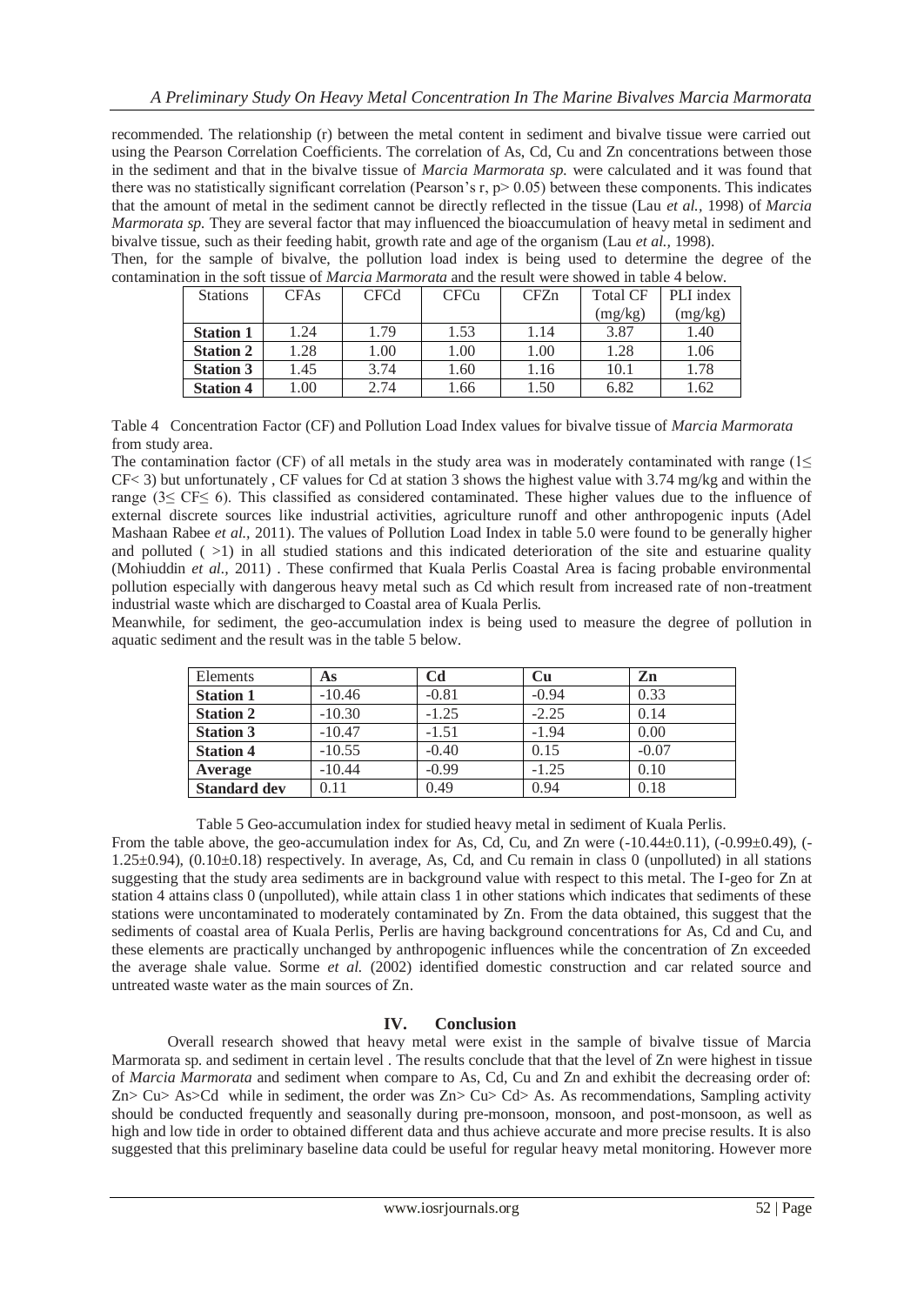recommended. The relationship (r) between the metal content in sediment and bivalve tissue were carried out using the Pearson Correlation Coefficients. The correlation of As, Cd, Cu and Zn concentrations between those in the sediment and that in the bivalve tissue of *Marcia Marmorata sp.* were calculated and it was found that there was no statistically significant correlation (Pearson's r, $p > 0.05$) between these components. This indicates that the amount of metal in the sediment cannot be directly reflected in the tissue (Lau *et al.*, 1998) of *Marcia Marmorata sp.* They are several factor that may influenced the bioaccumulation of heavy metal in sediment and bivalve tissue, such as their feeding habit, growth rate and age of the organism (Lau *et al.*, 1998).

Then, for the sample of bivalve, the pollution load index is being used to determine the degree of the contamination in the soft tissue of *Marcia Marmorata* and the result were showed in table 4 below.

| Stations | CFAs | CFCd | CFCu | CFZn | Total CF (mg/kg) | PLI index (mg/kg) |
|---|---|---|---|---|---|---|
| **Station 1** | 1.24 | 1.79 | 1.53 | 1.14 | 3.87 | 1.40 |
| **Station 2** | 1.28 | 1.00 | 1.00 | 1.00 | 1.28 | 1.06 |
| **Station 3** | 1.45 | 3.74 | 1.60 | 1.16 | 10.1 | 1.78 |
| **Station 4** | 1.00 | 2.74 | 1.66 | 1.50 | 6.82 | 1.62 |

Table 4 Concentration Factor (CF) and Pollution Load Index values for bivalve tissue of *Marcia Marmorata* from study area.

The contamination factor (CF) of all metals in the study area was in moderately contaminated with range ($1 \leq CF < 3$) but unfortunately , CF values for Cd at station 3 shows the highest value with 3.74 mg/kg and within the range ($3 \leq CF \leq 6$). This classified as considered contaminated. These higher values due to the influence of external discrete sources like industrial activities, agriculture runoff and other anthropogenic inputs (Adel Mashaan Rabee *et al.*, 2011). The values of Pollution Load Index in table 5.0 were found to be generally higher and polluted ( >1) in all studied stations and this indicated deterioration of the site and estuarine quality (Mohiuddin *et al.*, 2011) . These confirmed that Kuala Perlis Coastal Area is facing probable environmental pollution especially with dangerous heavy metal such as Cd which result from increased rate of non-treatment industrial waste which are discharged to Coastal area of Kuala Perlis.

Meanwhile, for sediment, the geo-accumulation index is being used to measure the degree of pollution in aquatic sediment and the result was in the table 5 below.

| Elements | **As** | **Cd** | **Cu** | **Zn** |
|---|---|---|---|---|
| **Station 1** | -10.46 | -0.81 | -0.94 | 0.33 |
| **Station 2** | -10.30 | -1.25 | -2.25 | 0.14 |
| **Station 3** | -10.47 | -1.51 | -1.94 | 0.00 |
| **Station 4** | -10.55 | -0.40 | 0.15 | -0.07 |
| **Average** | -10.44 | -0.99 | -1.25 | 0.10 |
| **Standard dev** | 0.11 | 0.49 | 0.94 | 0.18 |

Table 5 Geo-accumulation index for studied heavy metal in sediment of Kuala Perlis.

From the table above, the geo-accumulation index for As, Cd, Cu, and Zn were ($-10.44 \pm 0.11$), ($-0.99 \pm 0.49$), ($-1.25 \pm 0.94$), ($0.10 \pm 0.18$) respectively. In average, As, Cd, and Cu remain in class 0 (unpolluted) in all stations suggesting that the study area sediments are in background value with respect to this metal. The I-geo for Zn at station 4 attains class 0 (unpolluted), while attain class 1 in other stations which indicates that sediments of these stations were uncontaminated to moderately contaminated by Zn. From the data obtained, this suggest that the sediments of coastal area of Kuala Perlis, Perlis are having background concentrations for As, Cd and Cu, and these elements are practically unchanged by anthropogenic influences while the concentration of Zn exceeded the average shale value. Sorme *et al.* (2002) identified domestic construction and car related source and untreated waste water as the main sources of Zn.

## IV. Conclusion

Overall research showed that heavy metal were exist in the sample of bivalve tissue of Marcia Marmorata sp. and sediment in certain level . The results conclude that that the level of Zn were highest in tissue of *Marcia Marmorata* and sediment when compare to As, Cd, Cu and Zn and exhibit the decreasing order of: Zn> Cu> As>Cd while in sediment, the order was Zn> Cu> Cd> As. As recommendations, Sampling activity should be conducted frequently and seasonally during pre-monsoon, monsoon, and post-monsoon, as well as high and low tide in order to obtained different data and thus achieve accurate and more precise results. It is also suggested that this preliminary baseline data could be useful for regular heavy metal monitoring. However more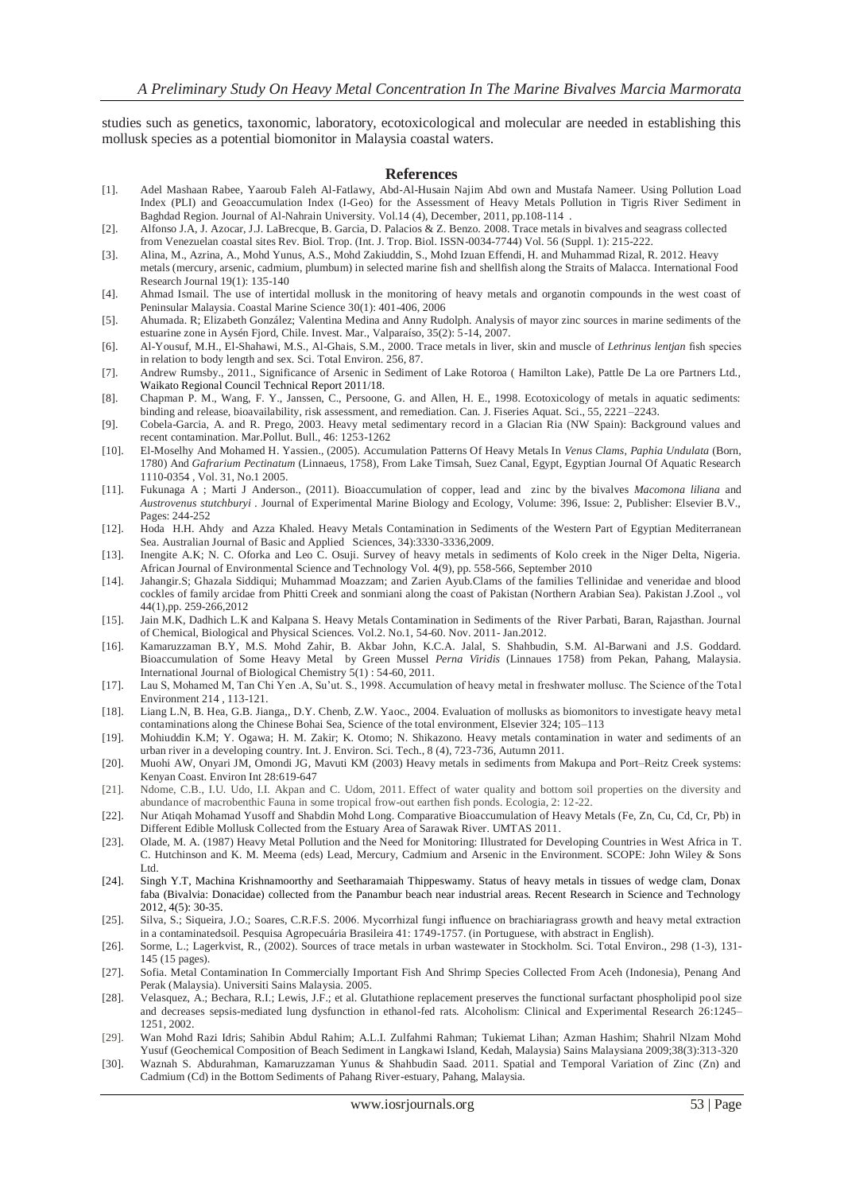studies such as genetics, taxonomic, laboratory, ecotoxicological and molecular are needed in establishing this mollusk species as a potential biomonitor in Malaysia coastal waters.

## References

[1]. Adel Mashaan Rabee, Yaaroub Faleh Al-Fatlawy, Abd-Al-Husain Najim Abd own and Mustafa Nameer. Using Pollution Load Index (PLI) and Geoaccumulation Index (I-Geo) for the Assessment of Heavy Metals Pollution in Tigris River Sediment in Baghdad Region. Journal of Al-Nahrain University. Vol.14 (4), December, 2011, pp.108-114 .

[2]. Alfonso J.A, J. Azocar, J.J. LaBrecque, B. Garcia, D. Palacios & Z. Benzo. 2008. Trace metals in bivalves and seagrass collected from Venezuelan coastal sites Rev. Biol. Trop. (Int. J. Trop. Biol. ISSN-0034-7744) Vol. 56 (Suppl. 1): 215-222.

[3]. Alina, M., Azrina, A., Mohd Yunus, A.S., Mohd Zakiuddin, S., Mohd Izuan Effendi, H. and Muhammad Rizal, R. 2012. Heavy metals (mercury, arsenic, cadmium, plumbum) in selected marine fish and shellfish along the Straits of Malacca. International Food Research Journal 19(1): 135-140

[4]. Ahmad Ismail. The use of intertidal mollusk in the monitoring of heavy metals and organotin compounds in the west coast of Peninsular Malaysia. Coastal Marine Science 30(1): 401-406, 2006

[5]. Ahumada. R; Elizabeth González; Valentina Medina and Anny Rudolph. Analysis of mayor zinc sources in marine sediments of the estuarine zone in Aysén Fjord, Chile. Invest. Mar., Valparaíso, 35(2): 5-14, 2007.

[6]. Al-Yousuf, M.H., El-Shahawi, M.S., Al-Ghais, S.M., 2000. Trace metals in liver, skin and muscle of *Lethrinus lentjan* fish species in relation to body length and sex. Sci. Total Environ. 256, 87.

[7]. Andrew Rumsby., 2011., Significance of Arsenic in Sediment of Lake Rotoroa ( Hamilton Lake), Pattle De La ore Partners Ltd., Waikato Regional Council Technical Report 2011/18.

[8]. Chapman P. M., Wang, F. Y., Janssen, C., Persoone, G. and Allen, H. E., 1998. Ecotoxicology of metals in aquatic sediments: binding and release, bioavailability, risk assessment, and remediation. Can. J. Fiseries Aquat. Sci., 55, 2221–2243.

[9]. Cobela-Garcia, A. and R. Prego, 2003. Heavy metal sedimentary record in a Glacian Ria (NW Spain): Background values and recent contamination. Mar.Pollut. Bull., 46: 1253-1262

[10]. El-Moselhy And Mohamed H. Yassien., (2005). Accumulation Patterns Of Heavy Metals In *Venus Clams, Paphia Undulata* (Born, 1780) And *Gafrarium Pectinatum* (Linnaeus, 1758), From Lake Timsah, Suez Canal, Egypt, Egyptian Journal Of Aquatic Research 1110-0354 , Vol. 31, No.1 2005.

[11]. Fukunaga A ; Marti J Anderson., (2011). Bioaccumulation of copper, lead and zinc by the bivalves *Macomona liliana* and *Austrovenus stutchburyi* . Journal of Experimental Marine Biology and Ecology, Volume: 396, Issue: 2, Publisher: Elsevier B.V., Pages: 244-252

[12]. Hoda H.H. Ahdy and Azza Khaled. Heavy Metals Contamination in Sediments of the Western Part of Egyptian Mediterranean Sea. Australian Journal of Basic and Applied Sciences, 34):3330-3336,2009.

[13]. Inengite A.K; N. C. Oforka and Leo C. Osuji. Survey of heavy metals in sediments of Kolo creek in the Niger Delta, Nigeria. African Journal of Environmental Science and Technology Vol. 4(9), pp. 558-566, September 2010

[14]. Jahangir.S; Ghazala Siddiqui; Muhammad Moazzam; and Zarien Ayub.Clams of the families Tellinidae and veneridae and blood cockles of family arcidae from Phitti Creek and sonmiani along the coast of Pakistan (Northern Arabian Sea). Pakistan J.Zool ., vol 44(1),pp. 259-266,2012

[15]. Jain M.K, Dadhich L.K and Kalpana S. Heavy Metals Contamination in Sediments of the River Parbati, Baran, Rajasthan. Journal of Chemical, Biological and Physical Sciences. Vol.2. No.1, 54-60. Nov. 2011- Jan.2012.

[16]. Kamaruzzaman B.Y, M.S. Mohd Zahir, B. Akbar John, K.C.A. Jalal, S. Shahbudin, S.M. Al-Barwani and J.S. Goddard. Bioaccumulation of Some Heavy Metal by Green Mussel *Perna Viridis* (Linnaues 1758) from Pekan, Pahang, Malaysia. International Journal of Biological Chemistry 5(1) : 54-60, 2011.

[17]. Lau S, Mohamed M, Tan Chi Yen .A, Su'ut. S., 1998. Accumulation of heavy metal in freshwater mollusc. The Science of the Total Environment 214 , 113-121.

[18]. Liang L.N, B. Hea, G.B. Jianga,, D.Y. Chenb, Z.W. Yaoc., 2004. Evaluation of mollusks as biomonitors to investigate heavy metal contaminations along the Chinese Bohai Sea, Science of the total environment, Elsevier 324; 105–113

[19]. Mohiuddin K.M; Y. Ogawa; H. M. Zakir; K. Otomo; N. Shikazono. Heavy metals contamination in water and sediments of an urban river in a developing country. Int. J. Environ. Sci. Tech., 8 (4), 723-736, Autumn 2011.

[20]. Muohi AW, Onyari JM, Omondi JG, Mavuti KM (2003) Heavy metals in sediments from Makupa and Port–Reitz Creek systems: Kenyan Coast. Environ Int 28:619-647

[21]. Ndome, C.B., I.U. Udo, I.I. Akpan and C. Udom, 2011. Effect of water quality and bottom soil properties on the diversity and abundance of macrobenthic Fauna in some tropical frow-out earthen fish ponds. Ecologia, 2: 12-22.

[22]. Nur Atiqah Mohamad Yusoff and Shabdin Mohd Long. Comparative Bioaccumulation of Heavy Metals (Fe, Zn, Cu, Cd, Cr, Pb) in Different Edible Mollusk Collected from the Estuary Area of Sarawak River. UMTAS 2011.

[23]. Olade, M. A. (1987) Heavy Metal Pollution and the Need for Monitoring: Illustrated for Developing Countries in West Africa in T. C. Hutchinson and K. M. Meema (eds) Lead, Mercury, Cadmium and Arsenic in the Environment. SCOPE: John Wiley & Sons Ltd.

[24]. Singh Y.T, Machina Krishnamoorthy and Seetharamaiah Thippeswamy. Status of heavy metals in tissues of wedge clam, Donax faba (Bivalvia: Donacidae) collected from the Panambur beach near industrial areas. Recent Research in Science and Technology 2012, 4(5): 30-35.

[25]. Silva, S.; Siqueira, J.O.; Soares, C.R.F.S. 2006. Mycorrhizal fungi influence on brachiariagrass growth and heavy metal extraction in a contaminatedsoil. Pesquisa Agropecuária Brasileira 41: 1749-1757. (in Portuguese, with abstract in English).

[26]. Sorme, L.; Lagerkvist, R., (2002). Sources of trace metals in urban wastewater in Stockholm. Sci. Total Environ., 298 (1-3), 131-145 (15 pages).

[27]. Sofia. Metal Contamination In Commercially Important Fish And Shrimp Species Collected From Aceh (Indonesia), Penang And Perak (Malaysia). Universiti Sains Malaysia. 2005.

[28]. Velasquez, A.; Bechara, R.I.; Lewis, J.F.; et al. Glutathione replacement preserves the functional surfactant phospholipid pool size and decreases sepsis-mediated lung dysfunction in ethanol-fed rats. Alcoholism: Clinical and Experimental Research 26:1245–1251, 2002.

[29]. Wan Mohd Razi Idris; Sahibin Abdul Rahim; A.L.I. Zulfahmi Rahman; Tukiemat Lihan; Azman Hashim; Shahril Nlzam Mohd Yusof (Geochemical Composition of Beach Sediment in Langkawi Island, Kedah, Malaysia) Sains Malaysiana 2009;38(3):313-320

[30]. Waznah S. Abdurahman, Kamaruzzaman Yunus & Shahbudin Saad. 2011. Spatial and Temporal Variation of Zinc (Zn) and Cadmium (Cd) in the Bottom Sediments of Pahang River-estuary, Pahang, Malaysia.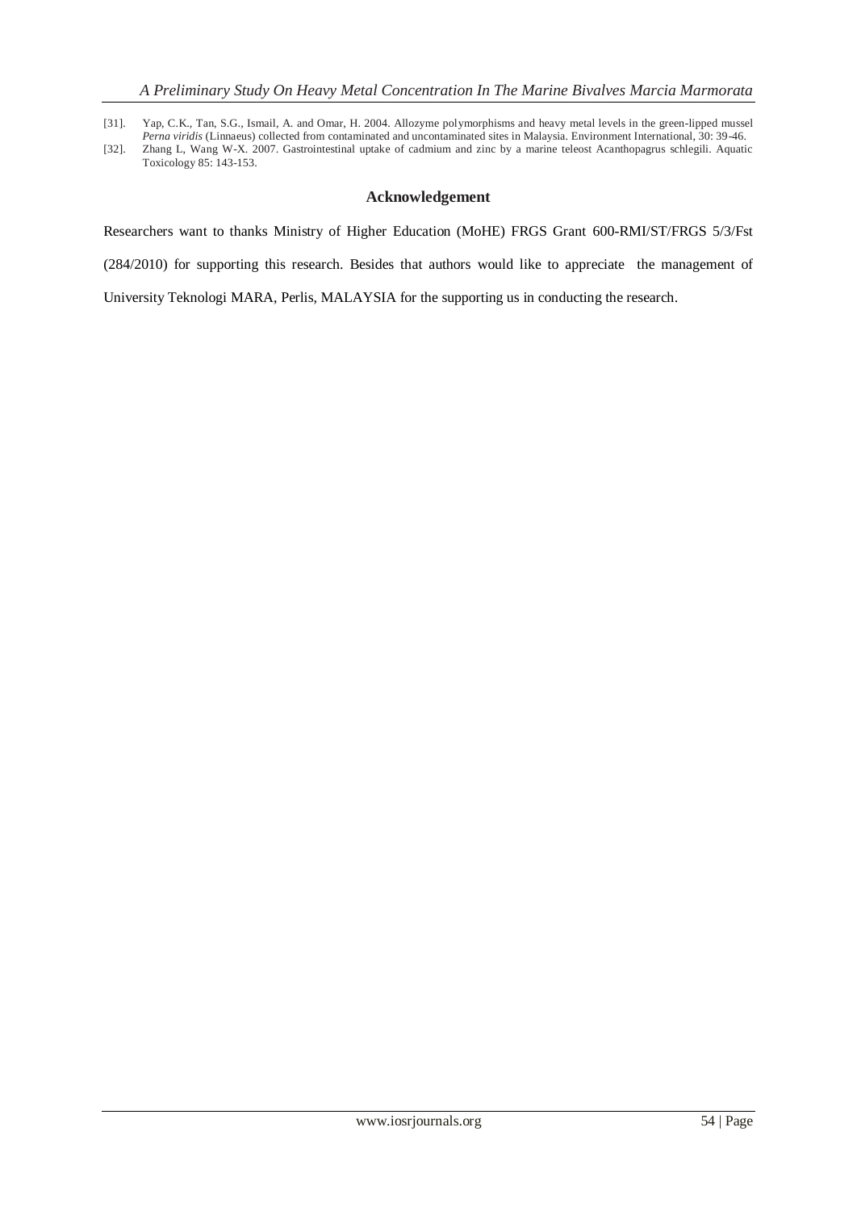[31]. Yap, C.K., Tan, S.G., Ismail, A. and Omar, H. 2004. Allozyme polymorphisms and heavy metal levels in the green-lipped mussel *Perna viridis* (Linnaeus) collected from contaminated and uncontaminated sites in Malaysia. Environment International, 30: 39-46.

[32]. Zhang L, Wang W-X. 2007. Gastrointestinal uptake of cadmium and zinc by a marine teleost Acanthopagrus schlegili. Aquatic Toxicology 85: 143-153.

## Acknowledgement

Researchers want to thanks Ministry of Higher Education (MoHE) FRGS Grant 600-RMI/ST/FRGS 5/3/Fst (284/2010) for supporting this research. Besides that authors would like to appreciate the management of University Teknologi MARA, Perlis, MALAYSIA for the supporting us in conducting the research.